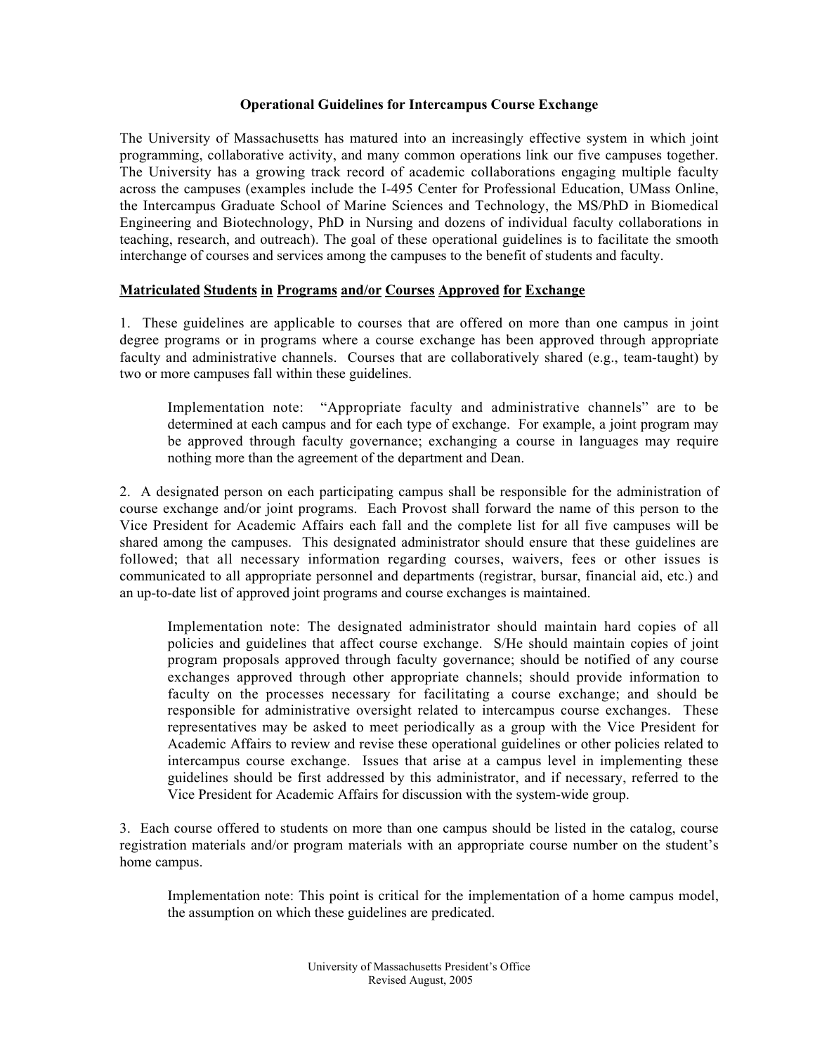# Operational Guidelines for Intercampus Course Exchange

The University of Massachusetts has matured into an increasingly effective system in which joint programming, collaborative activity, and many common operations link our five campuses together. The University has a growing track record of academic collaborations engaging multiple faculty across the campuses (examples include the I-495 Center for Professional Education, UMass Online, the Intercampus Graduate School of Marine Sciences and Technology, the MS/PhD in Biomedical Engineering and Biotechnology, PhD in Nursing and dozens of individual faculty collaborations in teaching, research, and outreach). The goal of these operational guidelines is to facilitate the smooth interchange of courses and services among the campuses to the benefit of students and faculty.

## Matriculated Students in Programs and/or Courses Approved for Exchange

1. These guidelines are applicable to courses that are offered on more than one campus in joint degree programs or in programs where a course exchange has been approved through appropriate faculty and administrative channels. Courses that are collaboratively shared (e.g., team-taught) by two or more campuses fall within these guidelines.

   Implementation note: "Appropriate faculty and administrative channels" are to be determined at each campus and for each type of exchange. For example, a joint program may be approved through faculty governance; exchanging a course in languages may require nothing more than the agreement of the department and Dean.

2. A designated person on each participating campus shall be responsible for the administration of course exchange and/or joint programs. Each Provost shall forward the name of this person to the Vice President for Academic Affairs each fall and the complete list for all five campuses will be shared among the campuses. This designated administrator should ensure that these guidelines are followed; that all necessary information regarding courses, waivers, fees or other issues is communicated to all appropriate personnel and departments (registrar, bursar, financial aid, etc.) and an up-to-date list of approved joint programs and course exchanges is maintained.

   Implementation note: The designated administrator should maintain hard copies of all policies and guidelines that affect course exchange. S/He should maintain copies of joint program proposals approved through faculty governance; should be notified of any course exchanges approved through other appropriate channels; should provide information to faculty on the processes necessary for facilitating a course exchange; and should be responsible for administrative oversight related to intercampus course exchanges. These representatives may be asked to meet periodically as a group with the Vice President for Academic Affairs to review and revise these operational guidelines or other policies related to intercampus course exchange. Issues that arise at a campus level in implementing these guidelines should be first addressed by this administrator, and if necessary, referred to the Vice President for Academic Affairs for discussion with the system-wide group.

3. Each course offered to students on more than one campus should be listed in the catalog, course registration materials and/or program materials with an appropriate course number on the student's home campus.

   Implementation note: This point is critical for the implementation of a home campus model, the assumption on which these guidelines are predicated.

University of Massachusetts President's Office
Revised August, 2005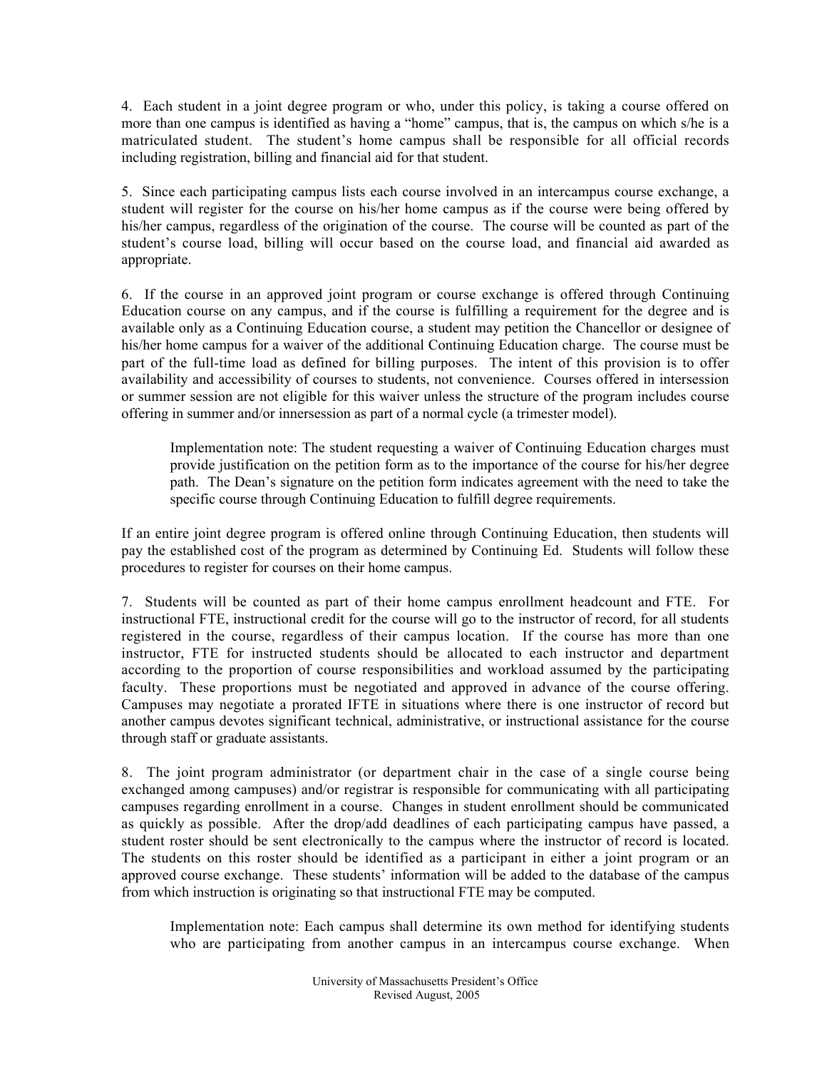4. Each student in a joint degree program or who, under this policy, is taking a course offered on more than one campus is identified as having a "home" campus, that is, the campus on which s/he is a matriculated student. The student's home campus shall be responsible for all official records including registration, billing and financial aid for that student.

5. Since each participating campus lists each course involved in an intercampus course exchange, a student will register for the course on his/her home campus as if the course were being offered by his/her campus, regardless of the origination of the course. The course will be counted as part of the student's course load, billing will occur based on the course load, and financial aid awarded as appropriate.

6. If the course in an approved joint program or course exchange is offered through Continuing Education course on any campus, and if the course is fulfilling a requirement for the degree and is available only as a Continuing Education course, a student may petition the Chancellor or designee of his/her home campus for a waiver of the additional Continuing Education charge. The course must be part of the full-time load as defined for billing purposes. The intent of this provision is to offer availability and accessibility of courses to students, not convenience. Courses offered in intersession or summer session are not eligible for this waiver unless the structure of the program includes course offering in summer and/or innersession as part of a normal cycle (a trimester model).

> Implementation note: The student requesting a waiver of Continuing Education charges must provide justification on the petition form as to the importance of the course for his/her degree path. The Dean's signature on the petition form indicates agreement with the need to take the specific course through Continuing Education to fulfill degree requirements.

If an entire joint degree program is offered online through Continuing Education, then students will pay the established cost of the program as determined by Continuing Ed. Students will follow these procedures to register for courses on their home campus.

7. Students will be counted as part of their home campus enrollment headcount and FTE. For instructional FTE, instructional credit for the course will go to the instructor of record, for all students registered in the course, regardless of their campus location. If the course has more than one instructor, FTE for instructed students should be allocated to each instructor and department according to the proportion of course responsibilities and workload assumed by the participating faculty. These proportions must be negotiated and approved in advance of the course offering. Campuses may negotiate a prorated IFTE in situations where there is one instructor of record but another campus devotes significant technical, administrative, or instructional assistance for the course through staff or graduate assistants.

8. The joint program administrator (or department chair in the case of a single course being exchanged among campuses) and/or registrar is responsible for communicating with all participating campuses regarding enrollment in a course. Changes in student enrollment should be communicated as quickly as possible. After the drop/add deadlines of each participating campus have passed, a student roster should be sent electronically to the campus where the instructor of record is located. The students on this roster should be identified as a participant in either a joint program or an approved course exchange. These students' information will be added to the database of the campus from which instruction is originating so that instructional FTE may be computed.

> Implementation note: Each campus shall determine its own method for identifying students who are participating from another campus in an intercampus course exchange. When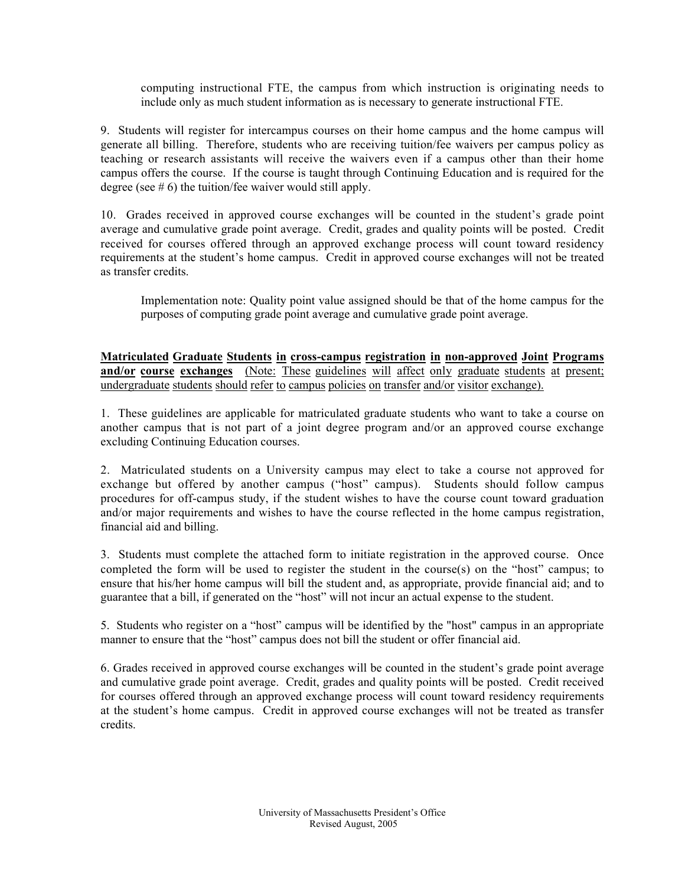computing instructional FTE, the campus from which instruction is originating needs to include only as much student information as is necessary to generate instructional FTE.

9. Students will register for intercampus courses on their home campus and the home campus will generate all billing. Therefore, students who are receiving tuition/fee waivers per campus policy as teaching or research assistants will receive the waivers even if a campus other than their home campus offers the course. If the course is taught through Continuing Education and is required for the degree (see # 6) the tuition/fee waiver would still apply.

10. Grades received in approved course exchanges will be counted in the student's grade point average and cumulative grade point average. Credit, grades and quality points will be posted. Credit received for courses offered through an approved exchange process will count toward residency requirements at the student's home campus. Credit in approved course exchanges will not be treated as transfer credits.

Implementation note: Quality point value assigned should be that of the home campus for the purposes of computing grade point average and cumulative grade point average.

**Matriculated Graduate Students in cross-campus registration in non-approved Joint Programs and/or course exchanges** (Note: These guidelines will affect only graduate students at present; undergraduate students should refer to campus policies on transfer and/or visitor exchange).

1. These guidelines are applicable for matriculated graduate students who want to take a course on another campus that is not part of a joint degree program and/or an approved course exchange excluding Continuing Education courses.

2. Matriculated students on a University campus may elect to take a course not approved for exchange but offered by another campus ("host" campus). Students should follow campus procedures for off-campus study, if the student wishes to have the course count toward graduation and/or major requirements and wishes to have the course reflected in the home campus registration, financial aid and billing.

3. Students must complete the attached form to initiate registration in the approved course. Once completed the form will be used to register the student in the course(s) on the "host" campus; to ensure that his/her home campus will bill the student and, as appropriate, provide financial aid; and to guarantee that a bill, if generated on the "host" will not incur an actual expense to the student.

5. Students who register on a "host" campus will be identified by the "host" campus in an appropriate manner to ensure that the "host" campus does not bill the student or offer financial aid.

6. Grades received in approved course exchanges will be counted in the student's grade point average and cumulative grade point average. Credit, grades and quality points will be posted. Credit received for courses offered through an approved exchange process will count toward residency requirements at the student's home campus. Credit in approved course exchanges will not be treated as transfer credits.